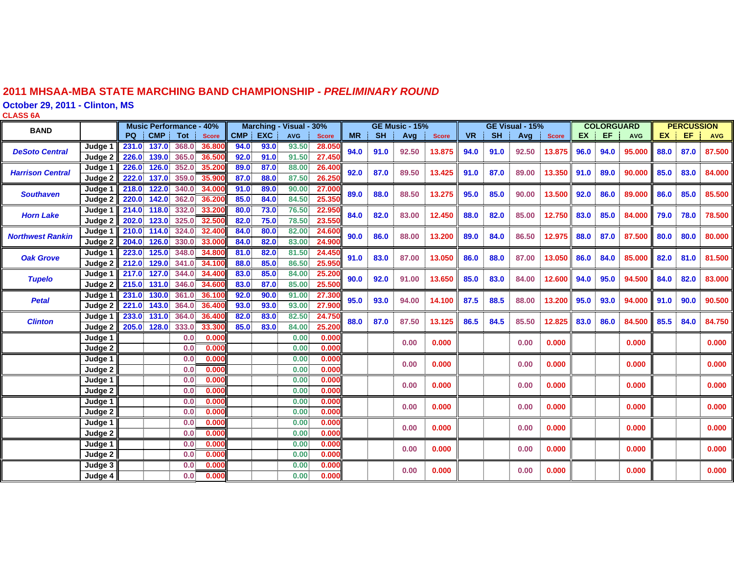# 2011 MHSAA-MBA STATE MARCHING BAND CHAMPIONSHIP - *PRELIMINARY ROUND*

## October 29, 2011 - Clinton, MS

### CLASS 6A

| BAND | | Music Performance - 40% | | | | Marching - Visual - 30% | | | | GE Music - 15% | | | | GE Visual - 15% | | | | COLORGUARD | | | PERCUSSION | | |
|---|---|---|---|---|---|---|---|---|---|---|---|---|---|---|---|---|---|---|---|---|---|---|---|
| | | PQ | CMP | Tot | Score | CMP | EXC | AVG | Score | MR | SH | Avg | Score | VR | SH | Avg | Score | EX | EF | AVG | EX | EF | AVG |
| *DeSoto Central* | Judge 1 | 231.0 | 137.0 | 368.0 | 36.800 | 94.0 | 93.0 | 93.50 | 28.050 | 94.0 | 91.0 | 92.50 | 13.875 | 94.0 | 91.0 | 92.50 | 13.875 | 96.0 | 94.0 | 95.000 | 88.0 | 87.0 | 87.500 |
| | Judge 2 | 226.0 | 139.0 | 365.0 | 36.500 | 92.0 | 91.0 | 91.50 | 27.450 | | | | | | | | | | | | | | |
| *Harrison Central* | Judge 1 | 226.0 | 126.0 | 352.0 | 35.200 | 89.0 | 87.0 | 88.00 | 26.400 | 92.0 | 87.0 | 89.50 | 13.425 | 91.0 | 87.0 | 89.00 | 13.350 | 91.0 | 89.0 | 90.000 | 85.0 | 83.0 | 84.000 |
| | Judge 2 | 222.0 | 137.0 | 359.0 | 35.900 | 87.0 | 88.0 | 87.50 | 26.250 | | | | | | | | | | | | | | |
| *Southaven* | Judge 1 | 218.0 | 122.0 | 340.0 | 34.000 | 91.0 | 89.0 | 90.00 | 27.000 | 89.0 | 88.0 | 88.50 | 13.275 | 95.0 | 85.0 | 90.00 | 13.500 | 92.0 | 86.0 | 89.000 | 86.0 | 85.0 | 85.500 |
| | Judge 2 | 220.0 | 142.0 | 362.0 | 36.200 | 85.0 | 84.0 | 84.50 | 25.350 | | | | | | | | | | | | | | |
| *Horn Lake* | Judge 1 | 214.0 | 118.0 | 332.0 | 33.200 | 80.0 | 73.0 | 76.50 | 22.950 | 84.0 | 82.0 | 83.00 | 12.450 | 88.0 | 82.0 | 85.00 | 12.750 | 83.0 | 85.0 | 84.000 | 79.0 | 78.0 | 78.500 |
| | Judge 2 | 202.0 | 123.0 | 325.0 | 32.500 | 82.0 | 75.0 | 78.50 | 23.550 | | | | | | | | | | | | | | |
| *Northwest Rankin* | Judge 1 | 210.0 | 114.0 | 324.0 | 32.400 | 84.0 | 80.0 | 82.00 | 24.600 | 90.0 | 86.0 | 88.00 | 13.200 | 89.0 | 84.0 | 86.50 | 12.975 | 88.0 | 87.0 | 87.500 | 80.0 | 80.0 | 80.000 |
| | Judge 2 | 204.0 | 126.0 | 330.0 | 33.000 | 84.0 | 82.0 | 83.00 | 24.900 | | | | | | | | | | | | | | |
| *Oak Grove* | Judge 1 | 223.0 | 125.0 | 348.0 | 34.800 | 81.0 | 82.0 | 81.50 | 24.450 | 91.0 | 83.0 | 87.00 | 13.050 | 86.0 | 88.0 | 87.00 | 13.050 | 86.0 | 84.0 | 85.000 | 82.0 | 81.0 | 81.500 |
| | Judge 2 | 212.0 | 129.0 | 341.0 | 34.100 | 88.0 | 85.0 | 86.50 | 25.950 | | | | | | | | | | | | | | |
| *Tupelo* | Judge 1 | 217.0 | 127.0 | 344.0 | 34.400 | 83.0 | 85.0 | 84.00 | 25.200 | 90.0 | 92.0 | 91.00 | 13.650 | 85.0 | 83.0 | 84.00 | 12.600 | 94.0 | 95.0 | 94.500 | 84.0 | 82.0 | 83.000 |
| | Judge 2 | 215.0 | 131.0 | 346.0 | 34.600 | 83.0 | 87.0 | 85.00 | 25.500 | | | | | | | | | | | | | | |
| *Petal* | Judge 1 | 231.0 | 130.0 | 361.0 | 36.100 | 92.0 | 90.0 | 91.00 | 27.300 | 95.0 | 93.0 | 94.00 | 14.100 | 87.5 | 88.5 | 88.00 | 13.200 | 95.0 | 93.0 | 94.000 | 91.0 | 90.0 | 90.500 |
| | Judge 2 | 233.0 | 131.0 | 364.0 | 36.400 | 93.0 | 93.0 | 93.00 | 27.900 | | | | | | | | | | | | | | |
| *Clinton* | Judge 1 | 233.0 | 131.0 | 364.0 | 36.400 | 82.0 | 83.0 | 82.50 | 24.750 | 88.0 | 87.0 | 87.50 | 13.125 | 86.5 | 84.5 | 85.50 | 12.825 | 83.0 | 86.0 | 84.500 | 85.5 | 84.0 | 84.750 |
| | Judge 2 | 205.0 | 128.0 | 333.0 | 33.300 | 85.0 | 83.0 | 84.00 | 25.200 | | | | | | | | | | | | | | |
| | Judge 1 | | | 0.0 | 0.000 | | | 0.00 | 0.000 | | | 0.00 | 0.000 | | | 0.00 | 0.000 | | | 0.000 | | | 0.000 |
| | Judge 2 | | | 0.0 | 0.000 | | | 0.00 | 0.000 | | | | | | | | | | | | | | |
| | Judge 1 | | | 0.0 | 0.000 | | | 0.00 | 0.000 | | | 0.00 | 0.000 | | | 0.00 | 0.000 | | | 0.000 | | | 0.000 |
| | Judge 2 | | | 0.0 | 0.000 | | | 0.00 | 0.000 | | | | | | | | | | | | | | |
| | Judge 1 | | | 0.0 | 0.000 | | | 0.00 | 0.000 | | | 0.00 | 0.000 | | | 0.00 | 0.000 | | | 0.000 | | | 0.000 |
| | Judge 2 | | | 0.0 | 0.000 | | | 0.00 | 0.000 | | | | | | | | | | | | | | |
| | Judge 1 | | | 0.0 | 0.000 | | | 0.00 | 0.000 | | | 0.00 | 0.000 | | | 0.00 | 0.000 | | | 0.000 | | | 0.000 |
| | Judge 2 | | | 0.0 | 0.000 | | | 0.00 | 0.000 | | | | | | | | | | | | | | |
| | Judge 1 | | | 0.0 | 0.000 | | | 0.00 | 0.000 | | | 0.00 | 0.000 | | | 0.00 | 0.000 | | | 0.000 | | | 0.000 |
| | Judge 2 | | | 0.0 | 0.000 | | | 0.00 | 0.000 | | | | | | | | | | | | | | |
| | Judge 1 | | | 0.0 | 0.000 | | | 0.00 | 0.000 | | | 0.00 | 0.000 | | | 0.00 | 0.000 | | | 0.000 | | | 0.000 |
| | Judge 2 | | | 0.0 | 0.000 | | | 0.00 | 0.000 | | | | | | | | | | | | | | |
| | Judge 3 | | | 0.0 | 0.000 | | | 0.00 | 0.000 | | | 0.00 | 0.000 | | | 0.00 | 0.000 | | | 0.000 | | | 0.000 |
| | Judge 4 | | | 0.0 | 0.000 | | | 0.00 | 0.000 | | | | | | | | | | | | | | |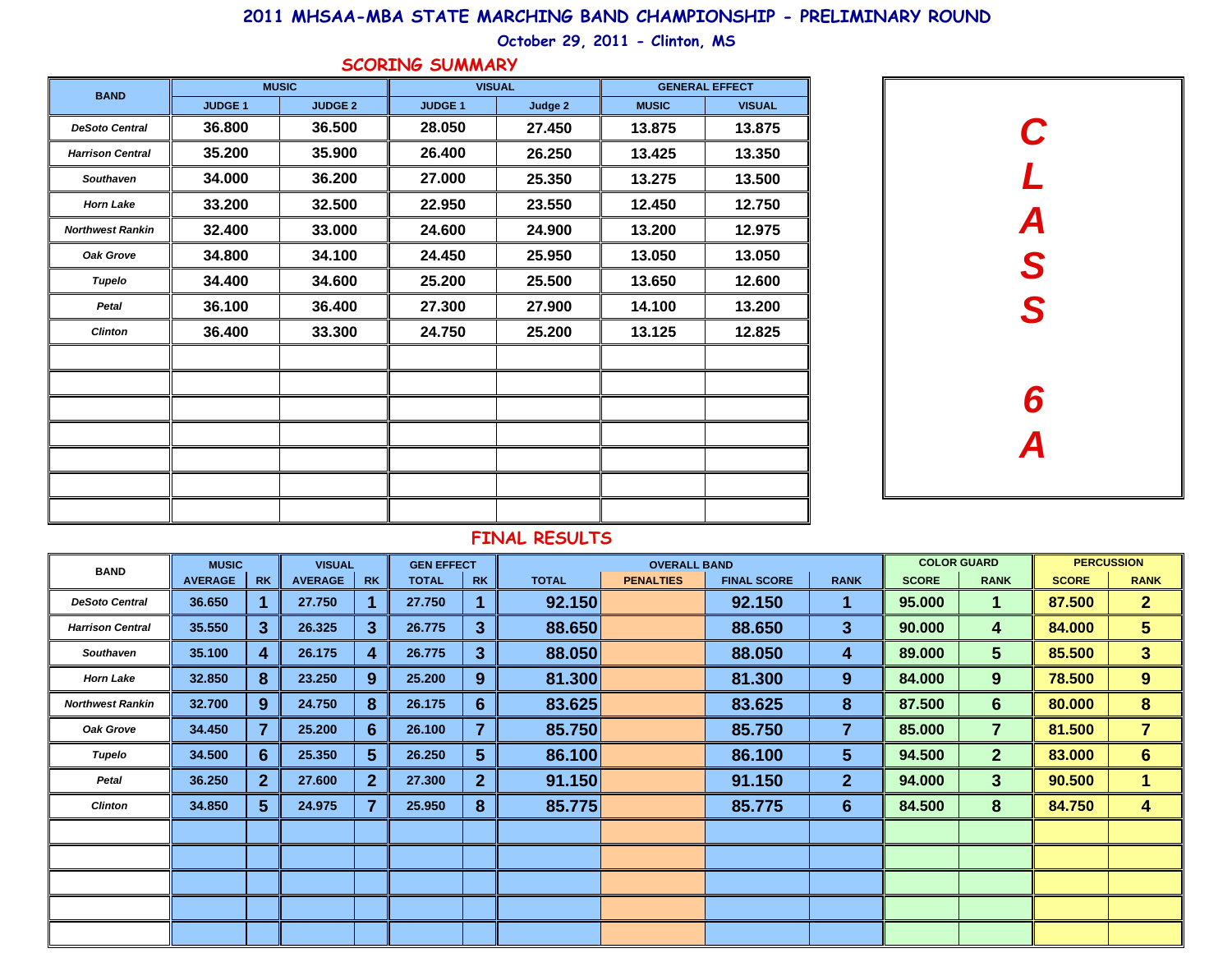# 2011 MHSAA-MBA STATE MARCHING BAND CHAMPIONSHIP - PRELIMINARY ROUND

October 29, 2011 - Clinton, MS

**CLASS 6A**

## SCORING SUMMARY

| BAND | MUSIC | | VISUAL | | GENERAL EFFECT | |
|---|---|---|---|---|---|---|
| | JUDGE 1 | JUDGE 2 | JUDGE 1 | Judge 2 | MUSIC | VISUAL |
| DeSoto Central | 36.800 | 36.500 | 28.050 | 27.450 | 13.875 | 13.875 |
| Harrison Central | 35.200 | 35.900 | 26.400 | 26.250 | 13.425 | 13.350 |
| Southaven | 34.000 | 36.200 | 27.000 | 25.350 | 13.275 | 13.500 |
| Horn Lake | 33.200 | 32.500 | 22.950 | 23.550 | 12.450 | 12.750 |
| Northwest Rankin | 32.400 | 33.000 | 24.600 | 24.900 | 13.200 | 12.975 |
| Oak Grove | 34.800 | 34.100 | 24.450 | 25.950 | 13.050 | 13.050 |
| Tupelo | 34.400 | 34.600 | 25.200 | 25.500 | 13.650 | 12.600 |
| Petal | 36.100 | 36.400 | 27.300 | 27.900 | 14.100 | 13.200 |
| Clinton | 36.400 | 33.300 | 24.750 | 25.200 | 13.125 | 12.825 |

## FINAL RESULTS

| BAND | MUSIC | | VISUAL | | GEN EFFECT | | OVERALL BAND | | | | COLOR GUARD | | PERCUSSION | |
|---|---|---|---|---|---|---|---|---|---|---|---|---|---|---|
| | AVERAGE | RK | AVERAGE | RK | TOTAL | RK | TOTAL | PENALTIES | FINAL SCORE | RANK | SCORE | RANK | SCORE | RANK |
| DeSoto Central | 36.650 | 1 | 27.750 | 1 | 27.750 | 1 | 92.150 | | 92.150 | 1 | 95.000 | 1 | 87.500 | 2 |
| Harrison Central | 35.550 | 3 | 26.325 | 3 | 26.775 | 3 | 88.650 | | 88.650 | 3 | 90.000 | 4 | 84.000 | 5 |
| Southaven | 35.100 | 4 | 26.175 | 4 | 26.775 | 3 | 88.050 | | 88.050 | 4 | 89.000 | 5 | 85.500 | 3 |
| Horn Lake | 32.850 | 8 | 23.250 | 9 | 25.200 | 9 | 81.300 | | 81.300 | 9 | 84.000 | 9 | 78.500 | 9 |
| Northwest Rankin | 32.700 | 9 | 24.750 | 8 | 26.175 | 6 | 83.625 | | 83.625 | 8 | 87.500 | 6 | 80.000 | 8 |
| Oak Grove | 34.450 | 7 | 25.200 | 6 | 26.100 | 7 | 85.750 | | 85.750 | 7 | 85.000 | 7 | 81.500 | 7 |
| Tupelo | 34.500 | 6 | 25.350 | 5 | 26.250 | 5 | 86.100 | | 86.100 | 5 | 94.500 | 2 | 83.000 | 6 |
| Petal | 36.250 | 2 | 27.600 | 2 | 27.300 | 2 | 91.150 | | 91.150 | 2 | 94.000 | 3 | 90.500 | 1 |
| Clinton | 34.850 | 5 | 24.975 | 7 | 25.950 | 8 | 85.775 | | 85.775 | 6 | 84.500 | 8 | 84.750 | 4 |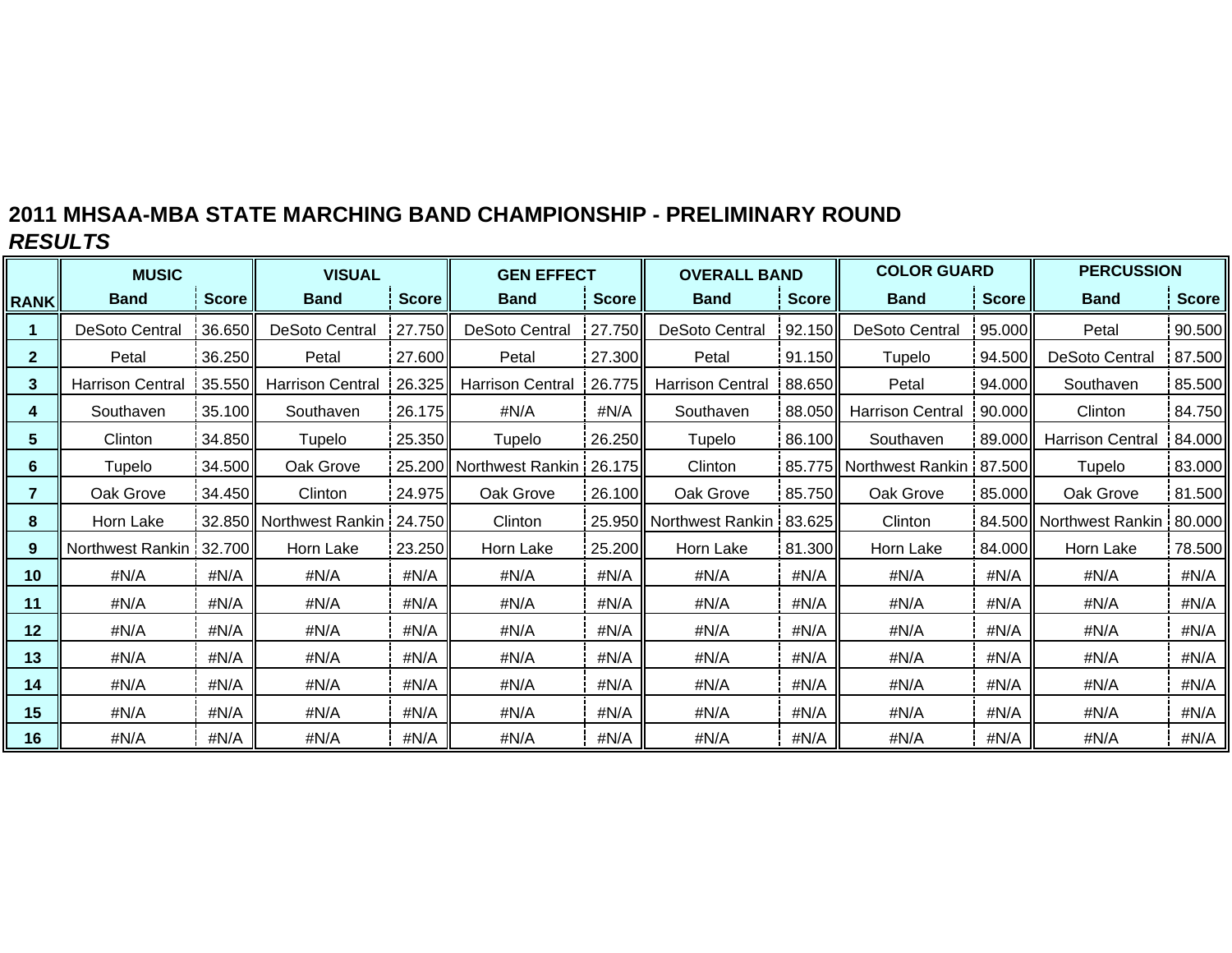**2011 MHSAA-MBA STATE MARCHING BAND CHAMPIONSHIP - PRELIMINARY ROUND**
***RESULTS***

| | MUSIC | | VISUAL | | GEN EFFECT | | OVERALL BAND | | COLOR GUARD | | PERCUSSION | |
|---|---|---|---|---|---|---|---|---|---|---|---|---|
| RANK | Band | Score | Band | Score | Band | Score | Band | Score | Band | Score | Band | Score |
| 1 | DeSoto Central | 36.650 | DeSoto Central | 27.750 | DeSoto Central | 27.750 | DeSoto Central | 92.150 | DeSoto Central | 95.000 | Petal | 90.500 |
| 2 | Petal | 36.250 | Petal | 27.600 | Petal | 27.300 | Petal | 91.150 | Tupelo | 94.500 | DeSoto Central | 87.500 |
| 3 | Harrison Central | 35.550 | Harrison Central | 26.325 | Harrison Central | 26.775 | Harrison Central | 88.650 | Petal | 94.000 | Southaven | 85.500 |
| 4 | Southaven | 35.100 | Southaven | 26.175 | #N/A | #N/A | Southaven | 88.050 | Harrison Central | 90.000 | Clinton | 84.750 |
| 5 | Clinton | 34.850 | Tupelo | 25.350 | Tupelo | 26.250 | Tupelo | 86.100 | Southaven | 89.000 | Harrison Central | 84.000 |
| 6 | Tupelo | 34.500 | Oak Grove | 25.200 | Northwest Rankin | 26.175 | Clinton | 85.775 | Northwest Rankin | 87.500 | Tupelo | 83.000 |
| 7 | Oak Grove | 34.450 | Clinton | 24.975 | Oak Grove | 26.100 | Oak Grove | 85.750 | Oak Grove | 85.000 | Oak Grove | 81.500 |
| 8 | Horn Lake | 32.850 | Northwest Rankin | 24.750 | Clinton | 25.950 | Northwest Rankin | 83.625 | Clinton | 84.500 | Northwest Rankin | 80.000 |
| 9 | Northwest Rankin | 32.700 | Horn Lake | 23.250 | Horn Lake | 25.200 | Horn Lake | 81.300 | Horn Lake | 84.000 | Horn Lake | 78.500 |
| 10 | #N/A | #N/A | #N/A | #N/A | #N/A | #N/A | #N/A | #N/A | #N/A | #N/A | #N/A | #N/A |
| 11 | #N/A | #N/A | #N/A | #N/A | #N/A | #N/A | #N/A | #N/A | #N/A | #N/A | #N/A | #N/A |
| 12 | #N/A | #N/A | #N/A | #N/A | #N/A | #N/A | #N/A | #N/A | #N/A | #N/A | #N/A | #N/A |
| 13 | #N/A | #N/A | #N/A | #N/A | #N/A | #N/A | #N/A | #N/A | #N/A | #N/A | #N/A | #N/A |
| 14 | #N/A | #N/A | #N/A | #N/A | #N/A | #N/A | #N/A | #N/A | #N/A | #N/A | #N/A | #N/A |
| 15 | #N/A | #N/A | #N/A | #N/A | #N/A | #N/A | #N/A | #N/A | #N/A | #N/A | #N/A | #N/A |
| 16 | #N/A | #N/A | #N/A | #N/A | #N/A | #N/A | #N/A | #N/A | #N/A | #N/A | #N/A | #N/A |